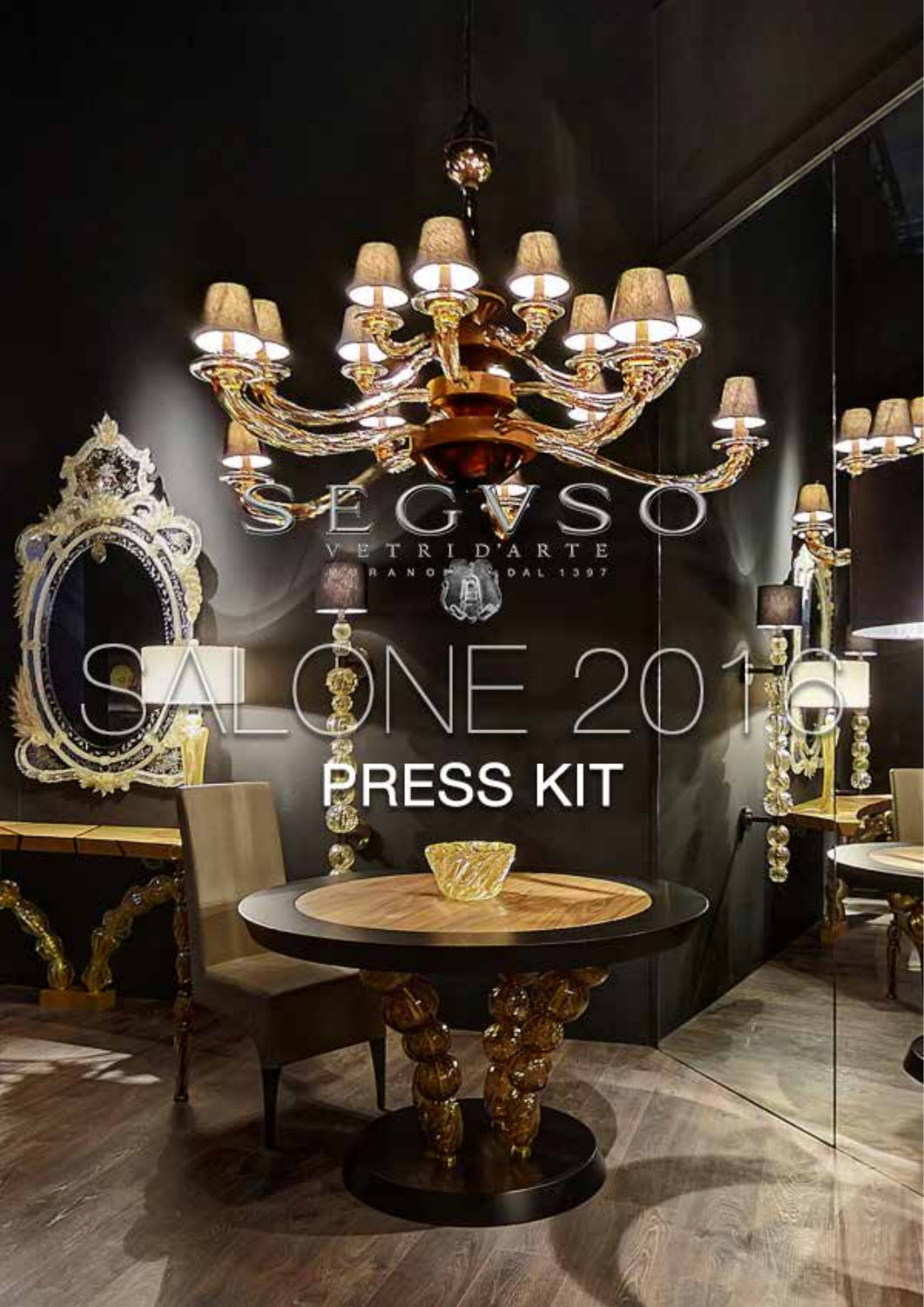# SEGVSO

VETRI D'ARTE

MURANO DAL 1397

# SALONE 2016

## PRESS KIT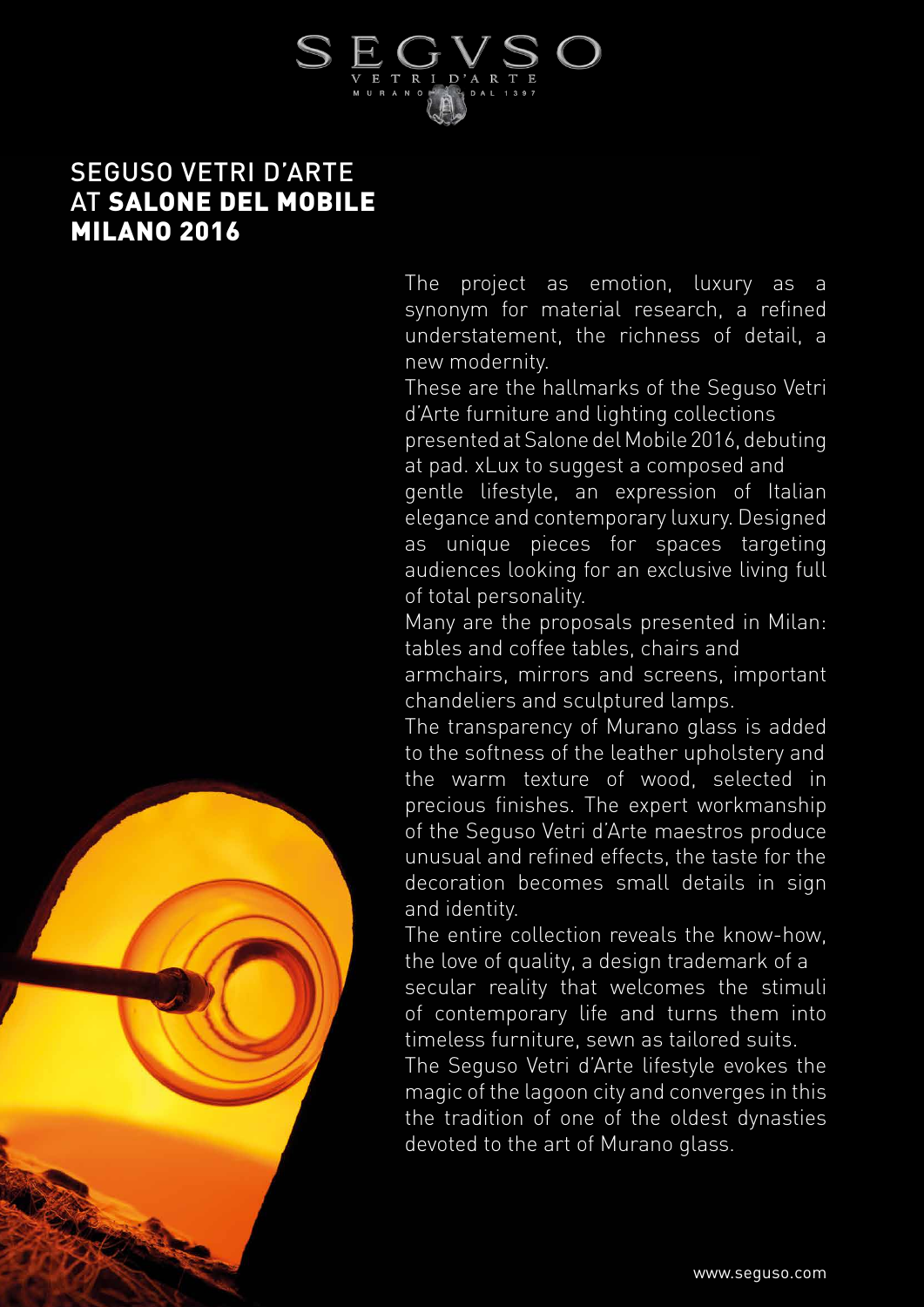# SEGUSO VETRI D'ARTE AT **SALONE DEL MOBILE MILANO 2016**

The project as emotion, luxury as a synonym for material research, a refined understatement, the richness of detail, a new modernity.
These are the hallmarks of the Seguso Vetri d'Arte furniture and lighting collections presented at Salone del Mobile 2016, debuting at pad. xLux to suggest a composed and gentle lifestyle, an expression of Italian elegance and contemporary luxury. Designed as unique pieces for spaces targeting audiences looking for an exclusive living full of total personality.
Many are the proposals presented in Milan: tables and coffee tables, chairs and armchairs, mirrors and screens, important chandeliers and sculptured lamps.
The transparency of Murano glass is added to the softness of the leather upholstery and the warm texture of wood, selected in precious finishes. The expert workmanship of the Seguso Vetri d'Arte maestros produce unusual and refined effects, the taste for the decoration becomes small details in sign and identity.
The entire collection reveals the know-how, the love of quality, a design trademark of a secular reality that welcomes the stimuli of contemporary life and turns them into timeless furniture, sewn as tailored suits.
The Seguso Vetri d'Arte lifestyle evokes the magic of the lagoon city and converges in this the tradition of one of the oldest dynasties devoted to the art of Murano glass.

www.seguso.com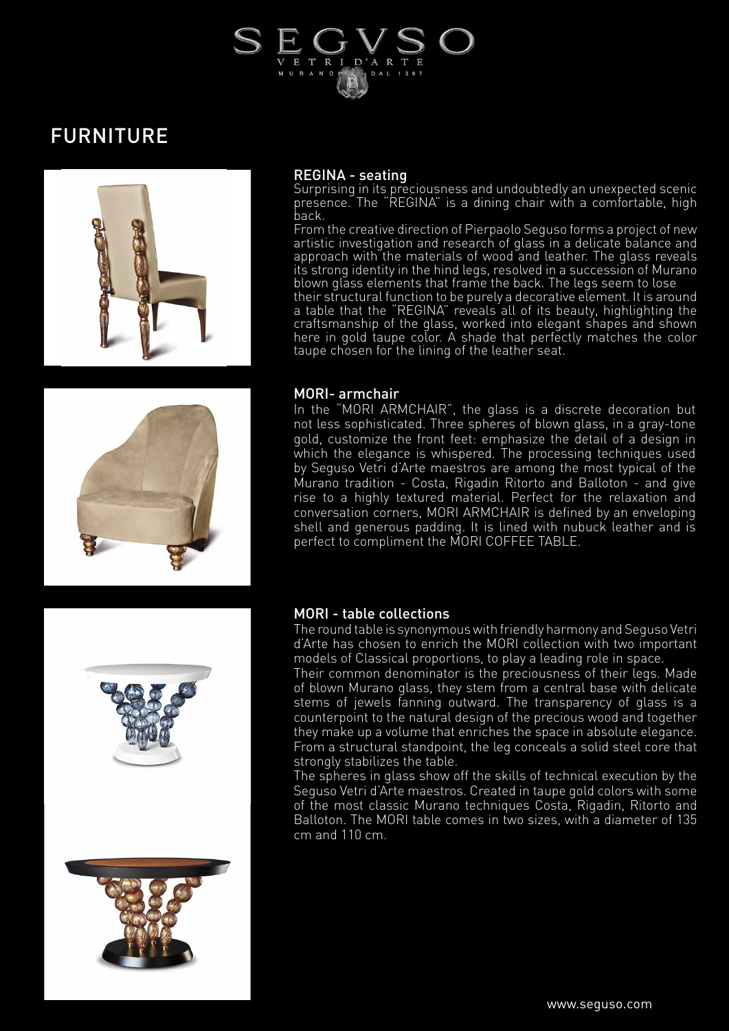# FURNITURE

## REGINA - seating

Surprising in its preciousness and undoubtedly an unexpected scenic presence. The "REGINA" is a dining chair with a comfortable, high back.

From the creative direction of Pierpaolo Seguso forms a project of new artistic investigation and research of glass in a delicate balance and approach with the materials of wood and leather. The glass reveals its strong identity in the hind legs, resolved in a succession of Murano blown glass elements that frame the back. The legs seem to lose their structural function to be purely a decorative element. It is around a table that the "REGINA" reveals all of its beauty, highlighting the craftsmanship of the glass, worked into elegant shapes and shown here in gold taupe color. A shade that perfectly matches the color taupe chosen for the lining of the leather seat.

## MORI- armchair

In the "MORI ARMCHAIR", the glass is a discrete decoration but not less sophisticated. Three spheres of blown glass, in a gray-tone gold, customize the front feet: emphasize the detail of a design in which the elegance is whispered. The processing techniques used by Seguso Vetri d'Arte maestros are among the most typical of the Murano tradition - Costa, Rigadin Ritorto and Balloton - and give rise to a highly textured material. Perfect for the relaxation and conversation corners, MORI ARMCHAIR is defined by an enveloping shell and generous padding. It is lined with nubuck leather and is perfect to compliment the MORI COFFEE TABLE.

## MORI - table collections

The round table is synonymous with friendly harmony and Seguso Vetri d'Arte has chosen to enrich the MORI collection with two important models of Classical proportions, to play a leading role in space.

Their common denominator is the preciousness of their legs. Made of blown Murano glass, they stem from a central base with delicate stems of jewels fanning outward. The transparency of glass is a counterpoint to the natural design of the precious wood and together they make up a volume that enriches the space in absolute elegance. From a structural standpoint, the leg conceals a solid steel core that strongly stabilizes the table.

The spheres in glass show off the skills of technical execution by the Seguso Vetri d'Arte maestros. Created in taupe gold colors with some of the most classic Murano techniques Costa, Rigadin, Ritorto and Balloton. The MORI table comes in two sizes, with a diameter of 135 cm and 110 cm.

www.seguso.com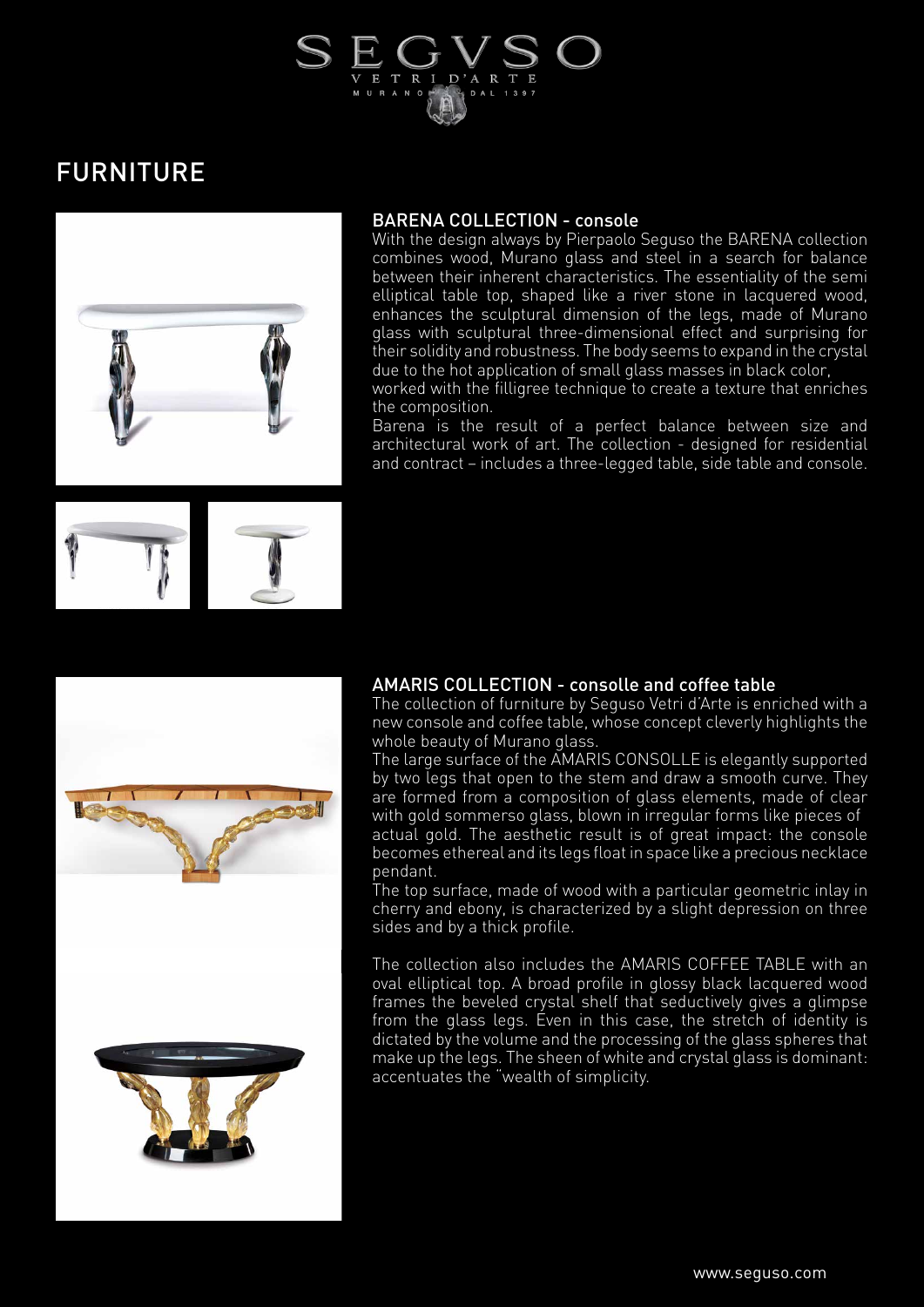# FURNITURE

## BARENA COLLECTION - console

With the design always by Pierpaolo Seguso the BARENA collection combines wood, Murano glass and steel in a search for balance between their inherent characteristics. The essentiality of the semi elliptical table top, shaped like a river stone in lacquered wood, enhances the sculptural dimension of the legs, made of Murano glass with sculptural three-dimensional effect and surprising for their solidity and robustness. The body seems to expand in the crystal due to the hot application of small glass masses in black color, worked with the filligree technique to create a texture that enriches the composition.

Barena is the result of a perfect balance between size and architectural work of art. The collection - designed for residential and contract – includes a three-legged table, side table and console.

## AMARIS COLLECTION - consolle and coffee table

The collection of furniture by Seguso Vetri d'Arte is enriched with a new console and coffee table, whose concept cleverly highlights the whole beauty of Murano glass.

The large surface of the AMARIS CONSOLLE is elegantly supported by two legs that open to the stem and draw a smooth curve. They are formed from a composition of glass elements, made of clear with gold sommerso glass, blown in irregular forms like pieces of actual gold. The aesthetic result is of great impact: the console becomes ethereal and its legs float in space like a precious necklace pendant.

The top surface, made of wood with a particular geometric inlay in cherry and ebony, is characterized by a slight depression on three sides and by a thick profile.

The collection also includes the AMARIS COFFEE TABLE with an oval elliptical top. A broad profile in glossy black lacquered wood frames the beveled crystal shelf that seductively gives a glimpse from the glass legs. Even in this case, the stretch of identity is dictated by the volume and the processing of the glass spheres that make up the legs. The sheen of white and crystal glass is dominant: accentuates the "wealth of simplicity.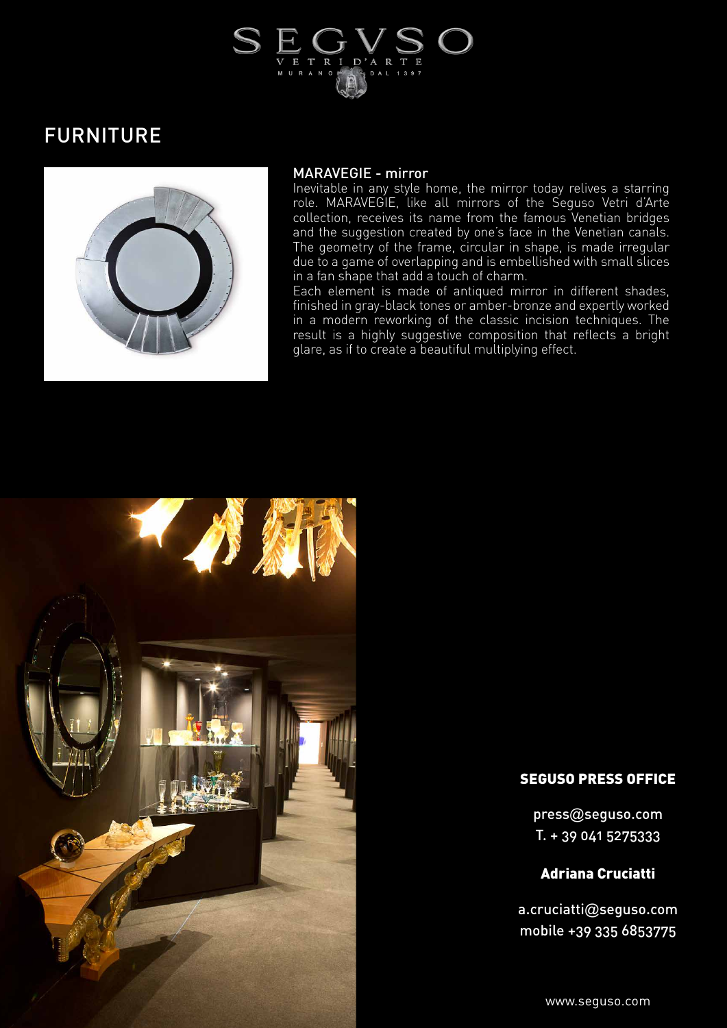# FURNITURE

## MARAVEGIE - mirror

Inevitable in any style home, the mirror today relives a starring role. MARAVEGIE, like all mirrors of the Seguso Vetri d'Arte collection, receives its name from the famous Venetian bridges and the suggestion created by one's face in the Venetian canals. The geometry of the frame, circular in shape, is made irregular due to a game of overlapping and is embellished with small slices in a fan shape that add a touch of charm.

Each element is made of antiqued mirror in different shades, finished in gray-black tones or amber-bronze and expertly worked in a modern reworking of the classic incision techniques. The result is a highly suggestive composition that reflects a bright glare, as if to create a beautiful multiplying effect.

**SEGUSO PRESS OFFICE**

press@seguso.com
T. + 39 041 5275333

**Adriana Cruciatti**

a.cruciatti@seguso.com
mobile +39 335 6853775

www.seguso.com